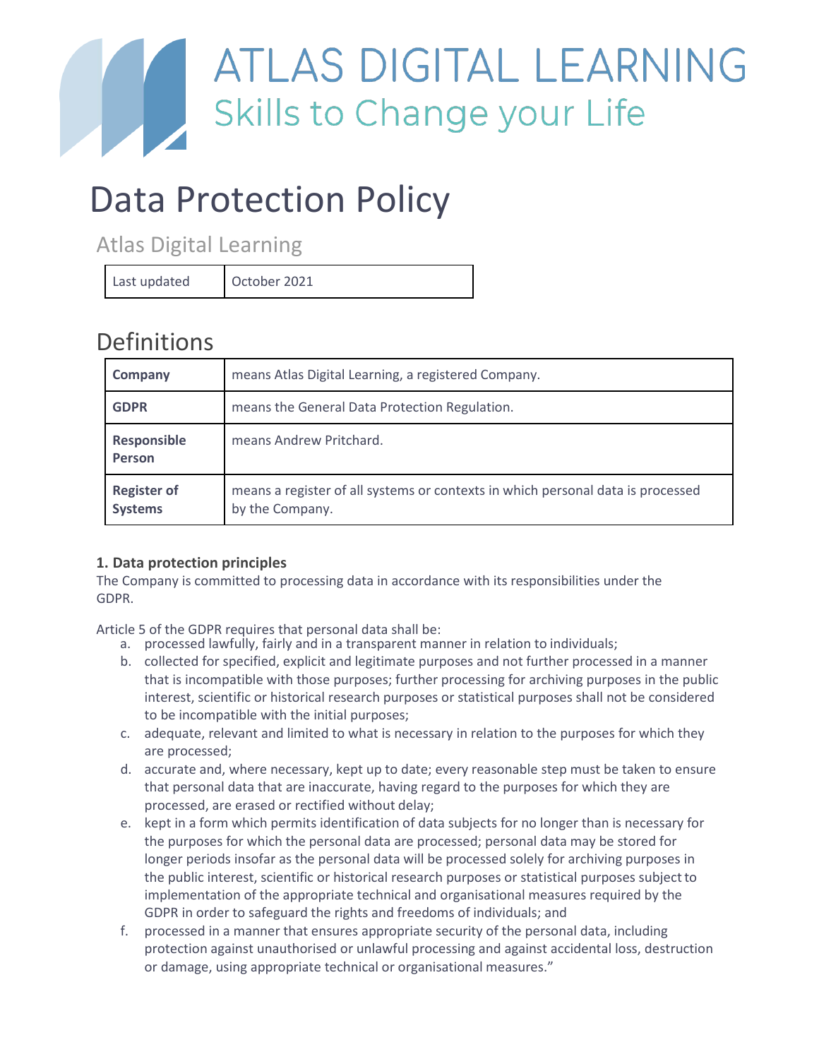ATLAS DIGITAL LEARNING
Skills to Change your Life

# Data Protection Policy

## Atlas Digital Learning

| | |
|---|---|
| Last updated | October 2021 |

## Definitions

| | |
|---|---|
| **Company** | means Atlas Digital Learning, a registered Company. |
| **GDPR** | means the General Data Protection Regulation. |
| **Responsible Person** | means Andrew Pritchard. |
| **Register of Systems** | means a register of all systems or contexts in which personal data is processed by the Company. |

**1. Data protection principles**

The Company is committed to processing data in accordance with its responsibilities under the GDPR.

Article 5 of the GDPR requires that personal data shall be:

a. processed lawfully, fairly and in a transparent manner in relation to individuals;
b. collected for specified, explicit and legitimate purposes and not further processed in a manner that is incompatible with those purposes; further processing for archiving purposes in the public interest, scientific or historical research purposes or statistical purposes shall not be considered to be incompatible with the initial purposes;
c. adequate, relevant and limited to what is necessary in relation to the purposes for which they are processed;
d. accurate and, where necessary, kept up to date; every reasonable step must be taken to ensure that personal data that are inaccurate, having regard to the purposes for which they are processed, are erased or rectified without delay;
e. kept in a form which permits identification of data subjects for no longer than is necessary for the purposes for which the personal data are processed; personal data may be stored for longer periods insofar as the personal data will be processed solely for archiving purposes in the public interest, scientific or historical research purposes or statistical purposes subject to implementation of the appropriate technical and organisational measures required by the GDPR in order to safeguard the rights and freedoms of individuals; and
f. processed in a manner that ensures appropriate security of the personal data, including protection against unauthorised or unlawful processing and against accidental loss, destruction or damage, using appropriate technical or organisational measures."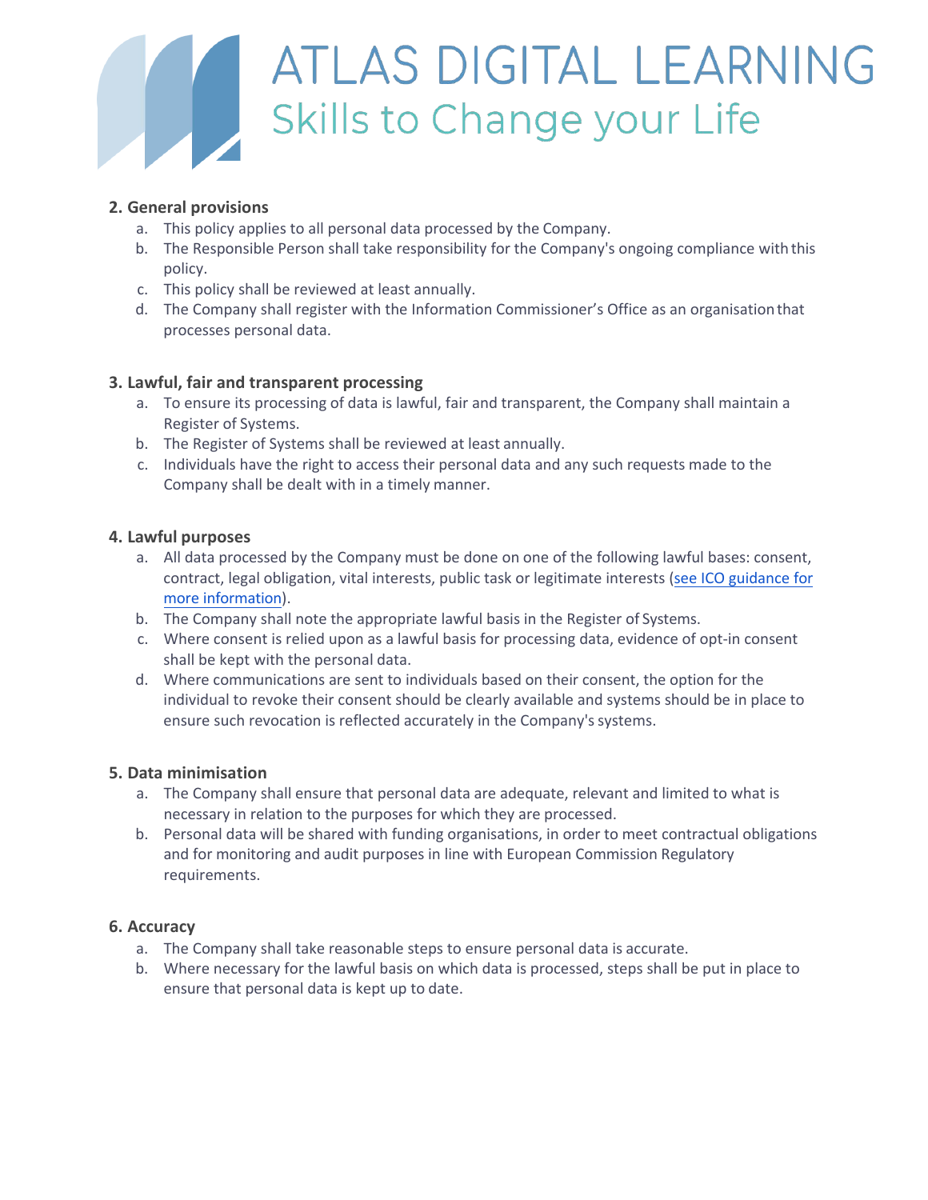## 2. General provisions

a. This policy applies to all personal data processed by the Company.
b. The Responsible Person shall take responsibility for the Company's ongoing compliance with this policy.
c. This policy shall be reviewed at least annually.
d. The Company shall register with the Information Commissioner's Office as an organisation that processes personal data.

## 3. Lawful, fair and transparent processing

a. To ensure its processing of data is lawful, fair and transparent, the Company shall maintain a Register of Systems.
b. The Register of Systems shall be reviewed at least annually.
c. Individuals have the right to access their personal data and any such requests made to the Company shall be dealt with in a timely manner.

## 4. Lawful purposes

a. All data processed by the Company must be done on one of the following lawful bases: consent, contract, legal obligation, vital interests, public task or legitimate interests (see ICO guidance for more information).
b. The Company shall note the appropriate lawful basis in the Register of Systems.
c. Where consent is relied upon as a lawful basis for processing data, evidence of opt-in consent shall be kept with the personal data.
d. Where communications are sent to individuals based on their consent, the option for the individual to revoke their consent should be clearly available and systems should be in place to ensure such revocation is reflected accurately in the Company's systems.

## 5. Data minimisation

a. The Company shall ensure that personal data are adequate, relevant and limited to what is necessary in relation to the purposes for which they are processed.
b. Personal data will be shared with funding organisations, in order to meet contractual obligations and for monitoring and audit purposes in line with European Commission Regulatory requirements.

## 6. Accuracy

a. The Company shall take reasonable steps to ensure personal data is accurate.
b. Where necessary for the lawful basis on which data is processed, steps shall be put in place to ensure that personal data is kept up to date.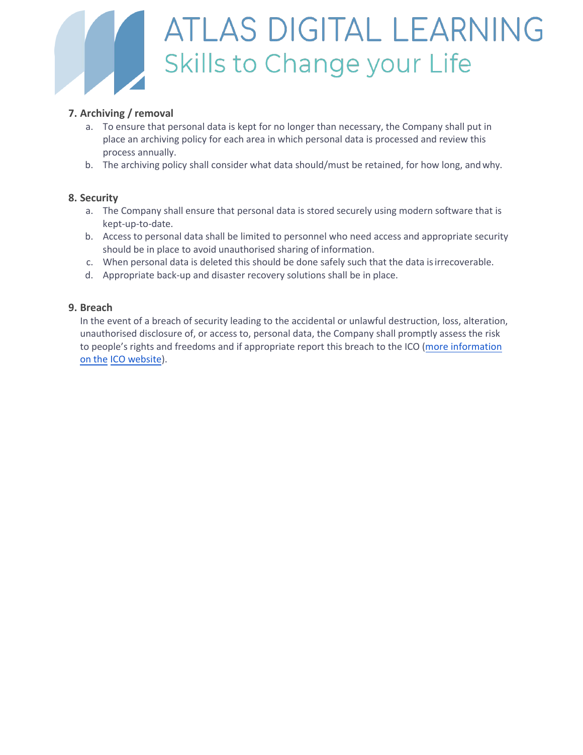**7. Archiving / removal**

a. To ensure that personal data is kept for no longer than necessary, the Company shall put in place an archiving policy for each area in which personal data is processed and review this process annually.
b. The archiving policy shall consider what data should/must be retained, for how long, and why.

**8. Security**

a. The Company shall ensure that personal data is stored securely using modern software that is kept-up-to-date.
b. Access to personal data shall be limited to personnel who need access and appropriate security should be in place to avoid unauthorised sharing of information.
c. When personal data is deleted this should be done safely such that the data is irrecoverable.
d. Appropriate back-up and disaster recovery solutions shall be in place.

**9. Breach**

In the event of a breach of security leading to the accidental or unlawful destruction, loss, alteration, unauthorised disclosure of, or access to, personal data, the Company shall promptly assess the risk to people's rights and freedoms and if appropriate report this breach to the ICO (more information on the ICO website).